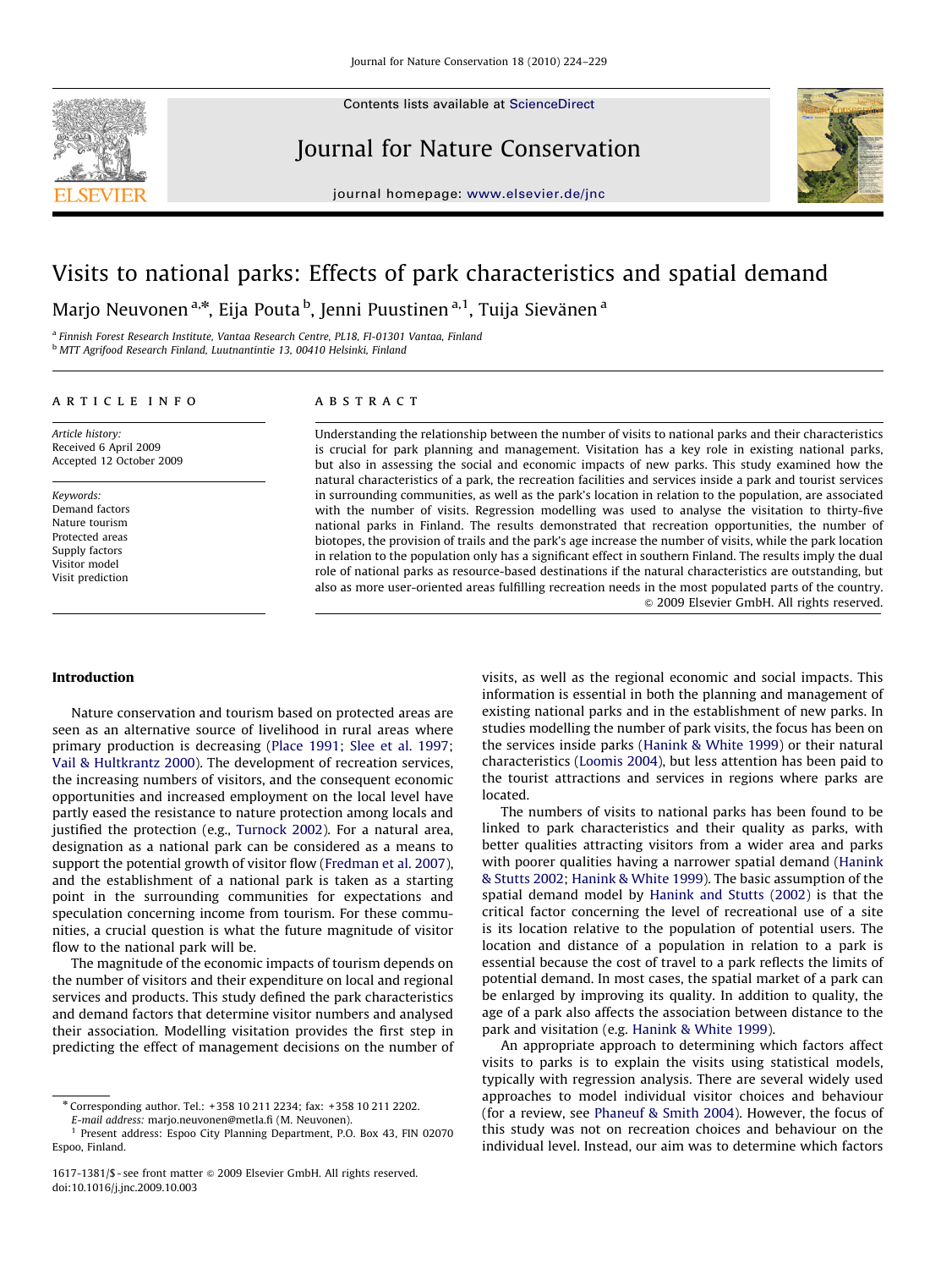# Visits to national parks: Effects of park characteristics and spatial demand

Marjo Neuvonen [a,*], Eija Pouta [b], Jenni Puustinen [a,1], Tuija Sievänen [a]

[a] Finnish Forest Research Institute, Vantaa Research Centre, PL18, FI-01301 Vantaa, Finland
[b] MTT Agrifood Research Finland, Luutnantintie 13, 00410 Helsinki, Finland

## ARTICLE INFO

*Article history:*
Received 6 April 2009
Accepted 12 October 2009

*Keywords:*
Demand factors
Nature tourism
Protected areas
Supply factors
Visitor model
Visit prediction

## ABSTRACT

Understanding the relationship between the number of visits to national parks and their characteristics is crucial for park planning and management. Visitation has a key role in existing national parks, but also in assessing the social and economic impacts of new parks. This study examined how the natural characteristics of a park, the recreation facilities and services inside a park and tourist services in surrounding communities, as well as the park's location in relation to the population, are associated with the number of visits. Regression modelling was used to analyse the visitation to thirty-five national parks in Finland. The results demonstrated that recreation opportunities, the number of biotopes, the provision of trails and the park's age increase the number of visits, while the park location in relation to the population only has a significant effect in southern Finland. The results imply the dual role of national parks as resource-based destinations if the natural characteristics are outstanding, but also as more user-oriented areas fulfilling recreation needs in the most populated parts of the country.

© 2009 Elsevier GmbH. All rights reserved.

## Introduction

Nature conservation and tourism based on protected areas are seen as an alternative source of livelihood in rural areas where primary production is decreasing (Place 1991; Slee et al. 1997; Vail & Hultkrantz 2000). The development of recreation services, the increasing numbers of visitors, and the consequent economic opportunities and increased employment on the local level have partly eased the resistance to nature protection among locals and justified the protection (e.g., Turnock 2002). For a natural area, designation as a national park can be considered as a means to support the potential growth of visitor flow (Fredman et al. 2007), and the establishment of a national park is taken as a starting point in the surrounding communities for expectations and speculation concerning income from tourism. For these communities, a crucial question is what the future magnitude of visitor flow to the national park will be.

The magnitude of the economic impacts of tourism depends on the number of visitors and their expenditure on local and regional services and products. This study defined the park characteristics and demand factors that determine visitor numbers and analysed their association. Modelling visitation provides the first step in predicting the effect of management decisions on the number of visits, as well as the regional economic and social impacts. This information is essential in both the planning and management of existing national parks and in the establishment of new parks. In studies modelling the number of park visits, the focus has been on the services inside parks (Hanink & White 1999) or their natural characteristics (Loomis 2004), but less attention has been paid to the tourist attractions and services in regions where parks are located.

The numbers of visits to national parks has been found to be linked to park characteristics and their quality as parks, with better qualities attracting visitors from a wider area and parks with poorer qualities having a narrower spatial demand (Hanink & Stutts 2002; Hanink & White 1999). The basic assumption of the spatial demand model by Hanink and Stutts (2002) is that the critical factor concerning the level of recreational use of a site is its location relative to the population of potential users. The location and distance of a population in relation to a park is essential because the cost of travel to a park reflects the limits of potential demand. In most cases, the spatial market of a park can be enlarged by improving its quality. In addition to quality, the age of a park also affects the association between distance to the park and visitation (e.g. Hanink & White 1999).

An appropriate approach to determining which factors affect visits to parks is to explain the visits using statistical models, typically with regression analysis. There are several widely used approaches to model individual visitor choices and behaviour (for a review, see Phaneuf & Smith 2004). However, the focus of this study was not on recreation choices and behaviour on the individual level. Instead, our aim was to determine which factors

* Corresponding author. Tel.: +358 10 211 2234; fax: +358 10 211 2202.
*E-mail address:* marjo.neuvonen@metla.fi (M. Neuvonen).
[1] Present address: Espoo City Planning Department, P.O. Box 43, FIN 02070 Espoo, Finland.

1617-1381/$ - see front matter © 2009 Elsevier GmbH. All rights reserved.
doi:10.1016/j.jnc.2009.10.003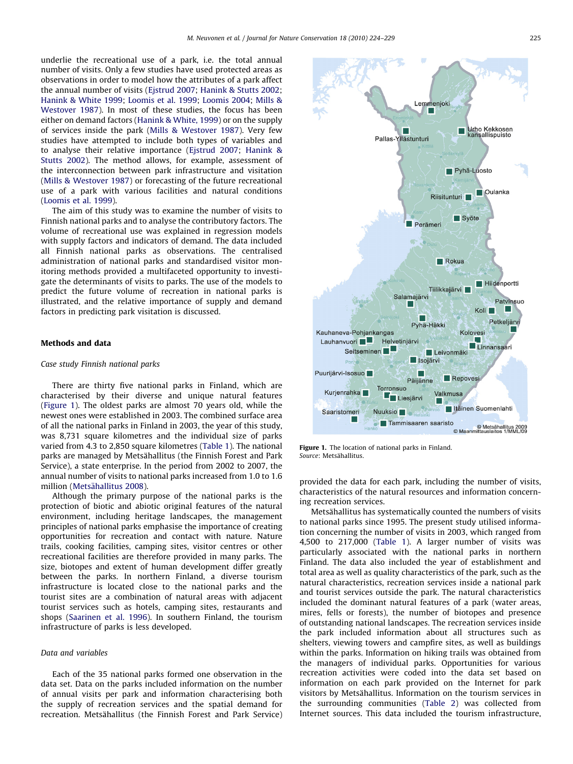underlie the recreational use of a park, i.e. the total annual number of visits. Only a few studies have used protected areas as observations in order to model how the attributes of a park affect the annual number of visits (Ejstrud 2007; Hanink & Stutts 2002; Hanink & White 1999; Loomis et al. 1999; Loomis 2004; Mills & Westover 1987). In most of these studies, the focus has been either on demand factors (Hanink & White, 1999) or on the supply of services inside the park (Mills & Westover 1987). Very few studies have attempted to include both types of variables and to analyse their relative importance (Ejstrud 2007; Hanink & Stutts 2002). The method allows, for example, assessment of the interconnection between park infrastructure and visitation (Mills & Westover 1987) or forecasting of the future recreational use of a park with various facilities and natural conditions (Loomis et al. 1999).

The aim of this study was to examine the number of visits to Finnish national parks and to analyse the contributory factors. The volume of recreational use was explained in regression models with supply factors and indicators of demand. The data included all Finnish national parks as observations. The centralised administration of national parks and standardised visitor monitoring methods provided a multifaceted opportunity to investigate the determinants of visits to parks. The use of the models to predict the future volume of recreation in national parks is illustrated, and the relative importance of supply and demand factors in predicting park visitation is discussed.

## Methods and data

### *Case study Finnish national parks*

There are thirty five national parks in Finland, which are characterised by their diverse and unique natural features (Figure 1). The oldest parks are almost 70 years old, while the newest ones were established in 2003. The combined surface area of all the national parks in Finland in 2003, the year of this study, was 8,731 square kilometres and the individual size of parks varied from 4.3 to 2,850 square kilometres (Table 1). The national parks are managed by Metsähallitus (the Finnish Forest and Park Service), a state enterprise. In the period from 2002 to 2007, the annual number of visits to national parks increased from 1.0 to 1.6 million (Metsähallitus 2008).

Although the primary purpose of the national parks is the protection of biotic and abiotic original features of the natural environment, including heritage landscapes, the management principles of national parks emphasise the importance of creating opportunities for recreation and contact with nature. Nature trails, cooking facilities, camping sites, visitor centres or other recreational facilities are therefore provided in many parks. The size, biotopes and extent of human development differ greatly between the parks. In northern Finland, a diverse tourism infrastructure is located close to the national parks and the tourist sites are a combination of natural areas with adjacent tourist services such as hotels, camping sites, restaurants and shops (Saarinen et al. 1996). In southern Finland, the tourism infrastructure of parks is less developed.

### *Data and variables*

Each of the 35 national parks formed one observation in the data set. Data on the parks included information on the number of annual visits per park and information characterising both the supply of recreation services and the spatial demand for recreation. Metsähallitus (the Finnish Forest and Park Service) provided the data for each park, including the number of visits, characteristics of the natural resources and information concerning recreation services.

**Figure 1.** The location of national parks in Finland.
*Source*: Metsähallitus.

Metsähallitus has systematically counted the numbers of visits to national parks since 1995. The present study utilised information concerning the number of visits in 2003, which ranged from 4,500 to 217,000 (Table 1). A larger number of visits was particularly associated with the national parks in northern Finland. The data also included the year of establishment and total area as well as quality characteristics of the park, such as the natural characteristics, recreation services inside a national park and tourist services outside the park. The natural characteristics included the dominant natural features of a park (water areas, mires, fells or forests), the number of biotopes and presence of outstanding national landscapes. The recreation services inside the park included information about all structures such as shelters, viewing towers and campfire sites, as well as buildings within the parks. Information on hiking trails was obtained from the managers of individual parks. Opportunities for various recreation activities were coded into the data set based on information on each park provided on the Internet for park visitors by Metsähallitus. Information on the tourism services in the surrounding communities (Table 2) was collected from Internet sources. This data included the tourism infrastructure,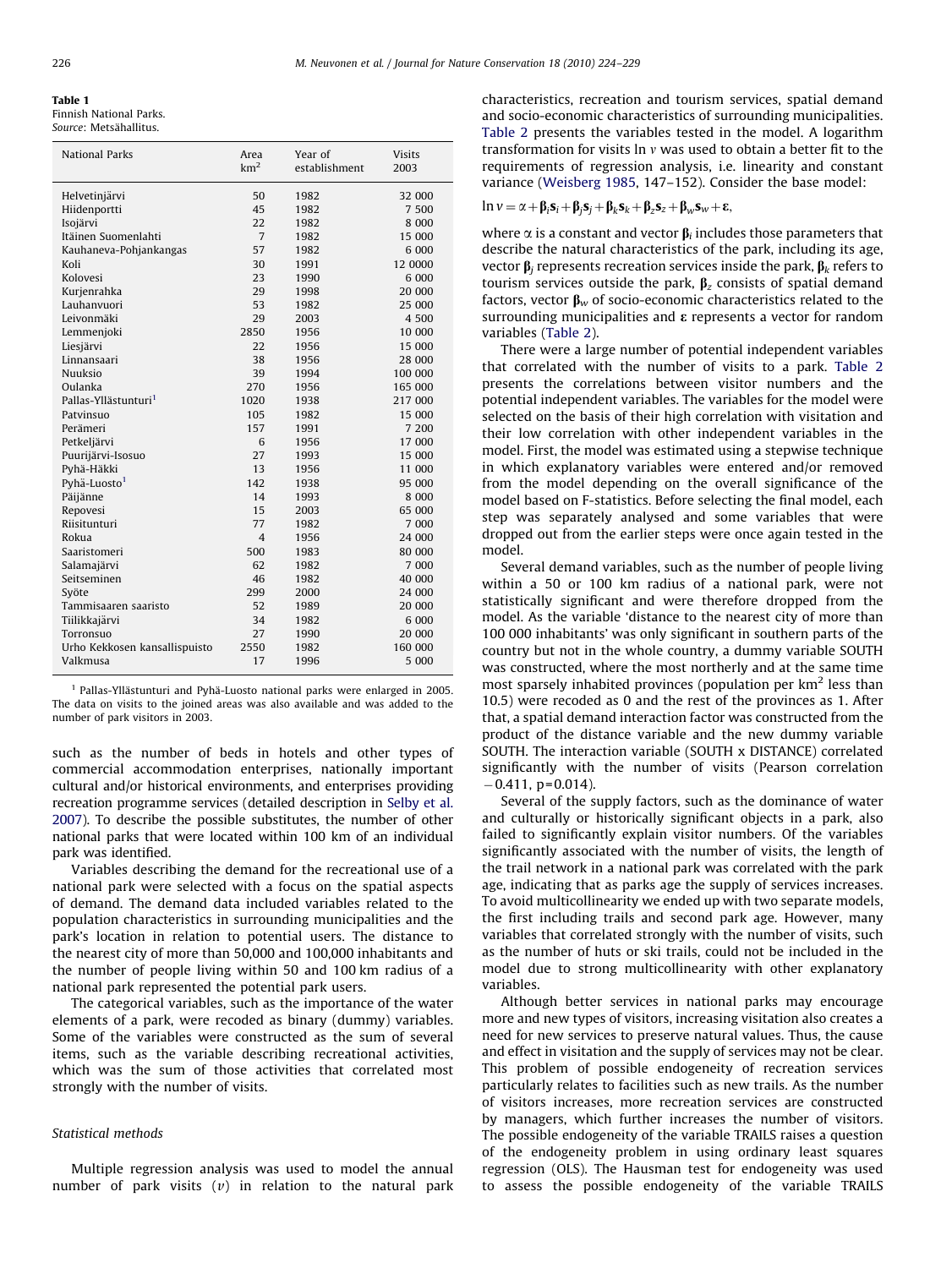**Table 1**
Finnish National Parks.
*Source*: Metsähallitus.

| National Parks | Area km$^2$ | Year of establishment | Visits 2003 |
|---|---|---|---|
| Helvetinjärvi | 50 | 1982 | 32 000 |
| Hiidenportti | 45 | 1982 | 7 500 |
| Isojärvi | 22 | 1982 | 8 000 |
| Itäinen Suomenlahti | 7 | 1982 | 15 000 |
| Kauhaneva-Pohjankangas | 57 | 1982 | 6 000 |
| Koli | 30 | 1991 | 12 0000 |
| Kolovesi | 23 | 1990 | 6 000 |
| Kurjenrahka | 29 | 1998 | 20 000 |
| Lauhanvuori | 53 | 1982 | 25 000 |
| Leivonmäki | 29 | 2003 | 4 500 |
| Lemmenjoki | 2850 | 1956 | 10 000 |
| Liesjärvi | 22 | 1956 | 15 000 |
| Linnansaari | 38 | 1956 | 28 000 |
| Nuuksio | 39 | 1994 | 100 000 |
| Oulanka | 270 | 1956 | 165 000 |
| Pallas-Yllästunturi[1] | 1020 | 1938 | 217 000 |
| Patvinsuo | 105 | 1982 | 15 000 |
| Perämeri | 157 | 1991 | 7 200 |
| Petkeljärvi | 6 | 1956 | 17 000 |
| Puurijärvi-Isosuo | 27 | 1993 | 15 000 |
| Pyhä-Häkki | 13 | 1956 | 11 000 |
| Pyhä-Luosto[1] | 142 | 1938 | 95 000 |
| Päijänne | 14 | 1993 | 8 000 |
| Repovesi | 15 | 2003 | 65 000 |
| Riisitunturi | 77 | 1982 | 7 000 |
| Rokua | 4 | 1956 | 24 000 |
| Saaristomeri | 500 | 1983 | 80 000 |
| Salamajärvi | 62 | 1982 | 7 000 |
| Seitseminen | 46 | 1982 | 40 000 |
| Syöte | 299 | 2000 | 24 000 |
| Tammisaaren saaristo | 52 | 1989 | 20 000 |
| Tiilikkajärvi | 34 | 1982 | 6 000 |
| Torronsuo | 27 | 1990 | 20 000 |
| Urho Kekkosen kansallispuisto | 2550 | 1982 | 160 000 |
| Valkmusa | 17 | 1996 | 5 000 |

[1] Pallas-Yllästunturi and Pyhä-Luosto national parks were enlarged in 2005. The data on visits to the joined areas was also available and was added to the number of park visitors in 2003.

such as the number of beds in hotels and other types of commercial accommodation enterprises, nationally important cultural and/or historical environments, and enterprises providing recreation programme services (detailed description in Selby et al. 2007). To describe the possible substitutes, the number of other national parks that were located within 100 km of an individual park was identified.

Variables describing the demand for the recreational use of a national park were selected with a focus on the spatial aspects of demand. The demand data included variables related to the population characteristics in surrounding municipalities and the park's location in relation to potential users. The distance to the nearest city of more than 50,000 and 100,000 inhabitants and the number of people living within 50 and 100 km radius of a national park represented the potential park users.

The categorical variables, such as the importance of the water elements of a park, were recoded as binary (dummy) variables. Some of the variables were constructed as the sum of several items, such as the variable describing recreational activities, which was the sum of those activities that correlated most strongly with the number of visits.

### Statistical methods

Multiple regression analysis was used to model the annual number of park visits ($v$) in relation to the natural park characteristics, recreation and tourism services, spatial demand and socio-economic characteristics of surrounding municipalities. Table 2 presents the variables tested in the model. A logarithm transformation for visits $\ln v$ was used to obtain a better fit to the requirements of regression analysis, i.e. linearity and constant variance (Weisberg 1985, 147–152). Consider the base model:

$$\ln v = \alpha + \boldsymbol{\beta}_i \mathbf{s}_i + \boldsymbol{\beta}_j \mathbf{s}_j + \boldsymbol{\beta}_k \mathbf{s}_k + \boldsymbol{\beta}_z \mathbf{s}_z + \boldsymbol{\beta}_w \mathbf{s}_w + \boldsymbol{\varepsilon},$$

where $\alpha$ is a constant and vector $\boldsymbol{\beta}_i$ includes those parameters that describe the natural characteristics of the park, including its age, vector $\boldsymbol{\beta}_j$ represents recreation services inside the park, $\boldsymbol{\beta}_k$ refers to tourism services outside the park, $\boldsymbol{\beta}_z$ consists of spatial demand factors, vector $\boldsymbol{\beta}_w$ of socio-economic characteristics related to the surrounding municipalities and $\boldsymbol{\varepsilon}$ represents a vector for random variables (Table 2).

There were a large number of potential independent variables that correlated with the number of visits to a park. Table 2 presents the correlations between visitor numbers and the potential independent variables. The variables for the model were selected on the basis of their high correlation with visitation and their low correlation with other independent variables in the model. First, the model was estimated using a stepwise technique in which explanatory variables were entered and/or removed from the model depending on the overall significance of the model based on F-statistics. Before selecting the final model, each step was separately analysed and some variables that were dropped out from the earlier steps were once again tested in the model.

Several demand variables, such as the number of people living within a 50 or 100 km radius of a national park, were not statistically significant and were therefore dropped from the model. As the variable 'distance to the nearest city of more than 100 000 inhabitants' was only significant in southern parts of the country but not in the whole country, a dummy variable SOUTH was constructed, where the most northerly and at the same time most sparsely inhabited provinces (population per km$^2$ less than 10.5) were recoded as 0 and the rest of the provinces as 1. After that, a spatial demand interaction factor was constructed from the product of the distance variable and the new dummy variable SOUTH. The interaction variable (SOUTH x DISTANCE) correlated significantly with the number of visits (Pearson correlation $-0.411$, $p = 0.014$).

Several of the supply factors, such as the dominance of water and culturally or historically significant objects in a park, also failed to significantly explain visitor numbers. Of the variables significantly associated with the number of visits, the length of the trail network in a national park was correlated with the park age, indicating that as parks age the supply of services increases. To avoid multicollinearity we ended up with two separate models, the first including trails and second park age. However, many variables that correlated strongly with the number of visits, such as the number of huts or ski trails, could not be included in the model due to strong multicollinearity with other explanatory variables.

Although better services in national parks may encourage more and new types of visitors, increasing visitation also creates a need for new services to preserve natural values. Thus, the cause and effect in visitation and the supply of services may not be clear. This problem of possible endogeneity of recreation services particularly relates to facilities such as new trails. As the number of visitors increases, more recreation services are constructed by managers, which further increases the number of visitors. The possible endogeneity of the variable TRAILS raises a question of the endogeneity problem in using ordinary least squares regression (OLS). The Hausman test for endogeneity was used to assess the possible endogeneity of the variable TRAILS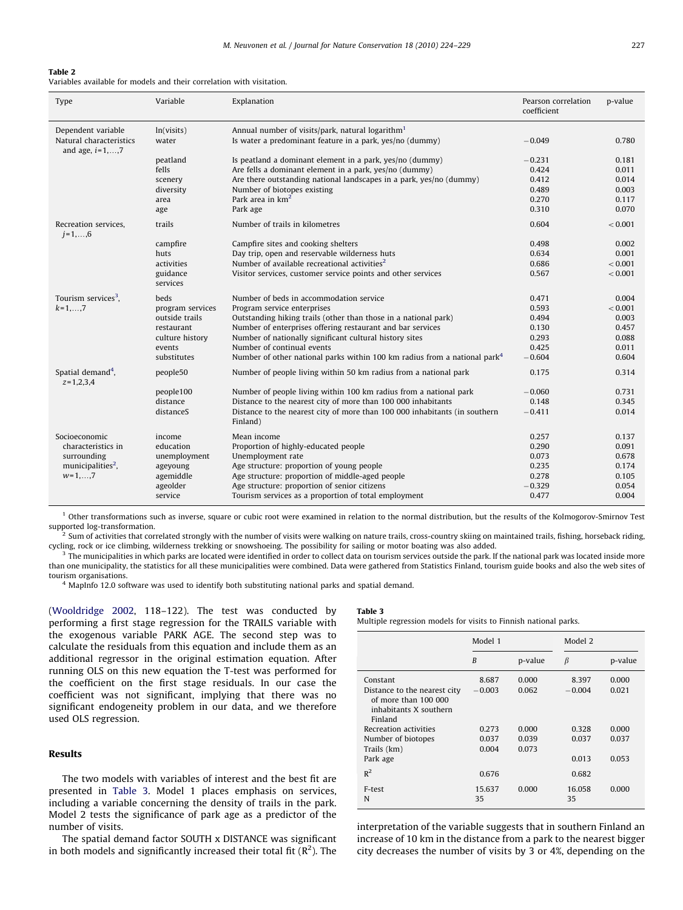**Table 2**
Variables available for models and their correlation with visitation.

| Type | Variable | Explanation | Pearson correlation coefficient | p-value |
|---|---|---|---|---|
| Dependent variable | ln(visits) | Annual number of visits/park, natural logarithm[1] | | |
| Natural characteristics and age, $i=1,\ldots,7$ | water | Is water a predominant feature in a park, yes/no (dummy) | −0.049 | 0.780 |
| | peatland | Is peatland a dominant element in a park, yes/no (dummy) | −0.231 | 0.181 |
| | fells | Are fells a dominant element in a park, yes/no (dummy) | 0.424 | 0.011 |
| | scenery | Are there outstanding national landscapes in a park, yes/no (dummy) | 0.412 | 0.014 |
| | diversity | Number of biotopes existing | 0.489 | 0.003 |
| | area | Park area in km$^2$ | 0.270 | 0.117 |
| | age | Park age | 0.310 | 0.070 |
| Recreation services, $j=1,\ldots,6$ | trails | Number of trails in kilometres | 0.604 | <0.001 |
| | campfire | Campfire sites and cooking shelters | 0.498 | 0.002 |
| | huts | Day trip, open and reservable wilderness huts | 0.634 | 0.001 |
| | activities | Number of available recreational activities[2] | 0.686 | <0.001 |
| | guidance services | Visitor services, customer service points and other services | 0.567 | <0.001 |
| Tourism services[3], $k=1,\ldots,7$ | beds | Number of beds in accommodation service | 0.471 | 0.004 |
| | program services | Program service enterprises | 0.593 | <0.001 |
| | outside trails | Outstanding hiking trails (other than those in a national park) | 0.494 | 0.003 |
| | restaurant | Number of enterprises offering restaurant and bar services | 0.130 | 0.457 |
| | culture history | Number of nationally significant cultural history sites | 0.293 | 0.088 |
| | events | Number of continual events | 0.425 | 0.011 |
| | substitutes | Number of other national parks within 100 km radius from a national park[4] | −0.604 | 0.604 |
| Spatial demand[4], $z=1,2,3,4$ | people50 | Number of people living within 50 km radius from a national park | 0.175 | 0.314 |
| | people100 | Number of people living within 100 km radius from a national park | −0.060 | 0.731 |
| | distance | Distance to the nearest city of more than 100 000 inhabitants | 0.148 | 0.345 |
| | distanceS | Distance to the nearest city of more than 100 000 inhabitants (in southern Finland) | −0.411 | 0.014 |
| Socioeconomic characteristics in surrounding municipalities[2], $w=1,\ldots,7$ | income | Mean income | 0.257 | 0.137 |
| | education | Proportion of highly-educated people | 0.290 | 0.091 |
| | unemployment | Unemployment rate | 0.073 | 0.678 |
| | ageyoung | Age structure: proportion of young people | 0.235 | 0.174 |
| | agemiddle | Age structure: proportion of middle-aged people | 0.278 | 0.105 |
| | ageolder | Age structure: proportion of senior citizens | −0.329 | 0.054 |
| | service | Tourism services as a proportion of total employment | 0.477 | 0.004 |

[1] Other transformations such as inverse, square or cubic root were examined in relation to the normal distribution, but the results of the Kolmogorov-Smirnov Test supported log-transformation.
[2] Sum of activities that correlated strongly with the number of visits were walking on nature trails, cross-country skiing on maintained trails, fishing, horseback riding, cycling, rock or ice climbing, wilderness trekking or snowshoeing. The possibility for sailing or motor boating was also added.
[3] The municipalities in which parks are located were identified in order to collect data on tourism services outside the park. If the national park was located inside more than one municipality, the statistics for all these municipalities were combined. Data were gathered from Statistics Finland, tourism guide books and also the web sites of tourism organisations.
[4] MapInfo 12.0 software was used to identify both substituting national parks and spatial demand.

(Wooldridge 2002, 118–122). The test was conducted by performing a first stage regression for the TRAILS variable with the exogenous variable PARK AGE. The second step was to calculate the residuals from this equation and include them as an additional regressor in the original estimation equation. After running OLS on this new equation the T-test was performed for the coefficient on the first stage residuals. In our case the coefficient was not significant, implying that there was no significant endogeneity problem in our data, and we therefore used OLS regression.

## Results

The two models with variables of interest and the best fit are presented in Table 3. Model 1 places emphasis on services, including a variable concerning the density of trails in the park. Model 2 tests the significance of park age as a predictor of the number of visits.

The spatial demand factor SOUTH x DISTANCE was significant in both models and significantly increased their total fit ($R^2$). The interpretation of the variable suggests that in southern Finland an increase of 10 km in the distance from a park to the nearest bigger city decreases the number of visits by 3 or 4%, depending on the

**Table 3**
Multiple regression models for visits to Finnish national parks.

| | Model 1 | | Model 2 | |
|---|---|---|---|---|
| | $B$ | p-value | $\beta$ | p-value |
| Constant | 8.687 | 0.000 | 8.397 | 0.000 |
| Distance to the nearest city of more than 100 000 inhabitants X southern Finland | −0.003 | 0.062 | −0.004 | 0.021 |
| Recreation activities | 0.273 | 0.000 | 0.328 | 0.000 |
| Number of biotopes | 0.037 | 0.039 | 0.037 | 0.037 |
| Trails (km) | 0.004 | 0.073 | | |
| Park age | | | 0.013 | 0.053 |
| $R^2$ | 0.676 | | 0.682 | |
| F-test | 15.637 | 0.000 | 16.058 | 0.000 |
| N | 35 | | 35 | |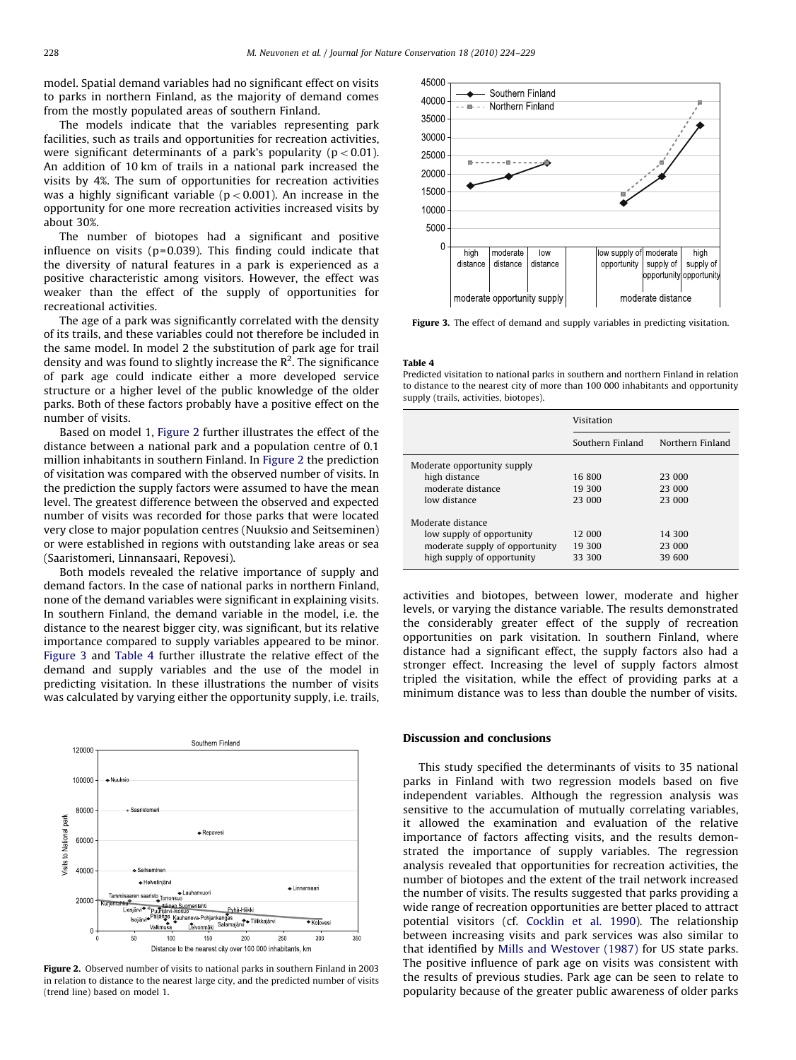model. Spatial demand variables had no significant effect on visits to parks in northern Finland, as the majority of demand comes from the mostly populated areas of southern Finland.

The models indicate that the variables representing park facilities, such as trails and opportunities for recreation activities, were significant determinants of a park's popularity ($p < 0.01$). An addition of 10 km of trails in a national park increased the visits by 4%. The sum of opportunities for recreation activities was a highly significant variable ($p < 0.001$). An increase in the opportunity for one more recreation activities increased visits by about 30%.

The number of biotopes had a significant and positive influence on visits ($p = 0.039$). This finding could indicate that the diversity of natural features in a park is experienced as a positive characteristic among visitors. However, the effect was weaker than the effect of the supply of opportunities for recreational activities.

The age of a park was significantly correlated with the density of its trails, and these variables could not therefore be included in the same model. In model 2 the substitution of park age for trail density and was found to slightly increase the $R^2$. The significance of park age could indicate either a more developed service structure or a higher level of the public knowledge of the older parks. Both of these factors probably have a positive effect on the number of visits.

Based on model 1, Figure 2 further illustrates the effect of the distance between a national park and a population centre of 0.1 million inhabitants in southern Finland. In Figure 2 the prediction of visitation was compared with the observed number of visits. In the prediction the supply factors were assumed to have the mean level. The greatest difference between the observed and expected number of visits was recorded for those parks that were located very close to major population centres (Nuuksio and Seitseminen) or were established in regions with outstanding lake areas or sea (Saaristomeri, Linnansaari, Repovesi).

Both models revealed the relative importance of supply and demand factors. In the case of national parks in northern Finland, none of the demand variables were significant in explaining visits. In southern Finland, the demand variable in the model, i.e. the distance to the nearest bigger city, was significant, but its relative importance compared to supply variables appeared to be minor. Figure 3 and Table 4 further illustrate the relative effect of the demand and supply variables and the use of the model in predicting visitation. In these illustrations the number of visits was calculated by varying either the opportunity supply, i.e. trails, activities and biotopes, between lower, moderate and higher levels, or varying the distance variable. The results demonstrated the considerably greater effect of the supply of recreation opportunities on park visitation. In southern Finland, where distance had a significant effect, the supply factors also had a stronger effect. Increasing the level of supply factors almost tripled the visitation, while the effect of providing parks at a minimum distance was to less than double the number of visits.

**Figure 2.** Observed number of visits to national parks in southern Finland in 2003 in relation to distance to the nearest large city, and the predicted number of visits (trend line) based on model 1.

**Figure 3.** The effect of demand and supply variables in predicting visitation.

**Table 4**
Predicted visitation to national parks in southern and northern Finland in relation to distance to the nearest city of more than 100 000 inhabitants and opportunity supply (trails, activities, biotopes).

| | Visitation | |
|---|---|---|
| | Southern Finland | Northern Finland |
| Moderate opportunity supply | | |
| high distance | 16 800 | 23 000 |
| moderate distance | 19 300 | 23 000 |
| low distance | 23 000 | 23 000 |
| Moderate distance | | |
| low supply of opportunity | 12 000 | 14 300 |
| moderate supply of opportunity | 19 300 | 23 000 |
| high supply of opportunity | 33 300 | 39 600 |

## Discussion and conclusions

This study specified the determinants of visits to 35 national parks in Finland with two regression models based on five independent variables. Although the regression analysis was sensitive to the accumulation of mutually correlating variables, it allowed the examination and evaluation of the relative importance of factors affecting visits, and the results demonstrated the importance of supply variables. The regression analysis revealed that opportunities for recreation activities, the number of biotopes and the extent of the trail network increased the number of visits. The results suggested that parks providing a wide range of recreation opportunities are better placed to attract potential visitors (cf. Cocklin et al. 1990). The relationship between increasing visits and park services was also similar to that identified by Mills and Westover (1987) for US state parks. The positive influence of park age on visits was consistent with the results of previous studies. Park age can be seen to relate to popularity because of the greater public awareness of older parks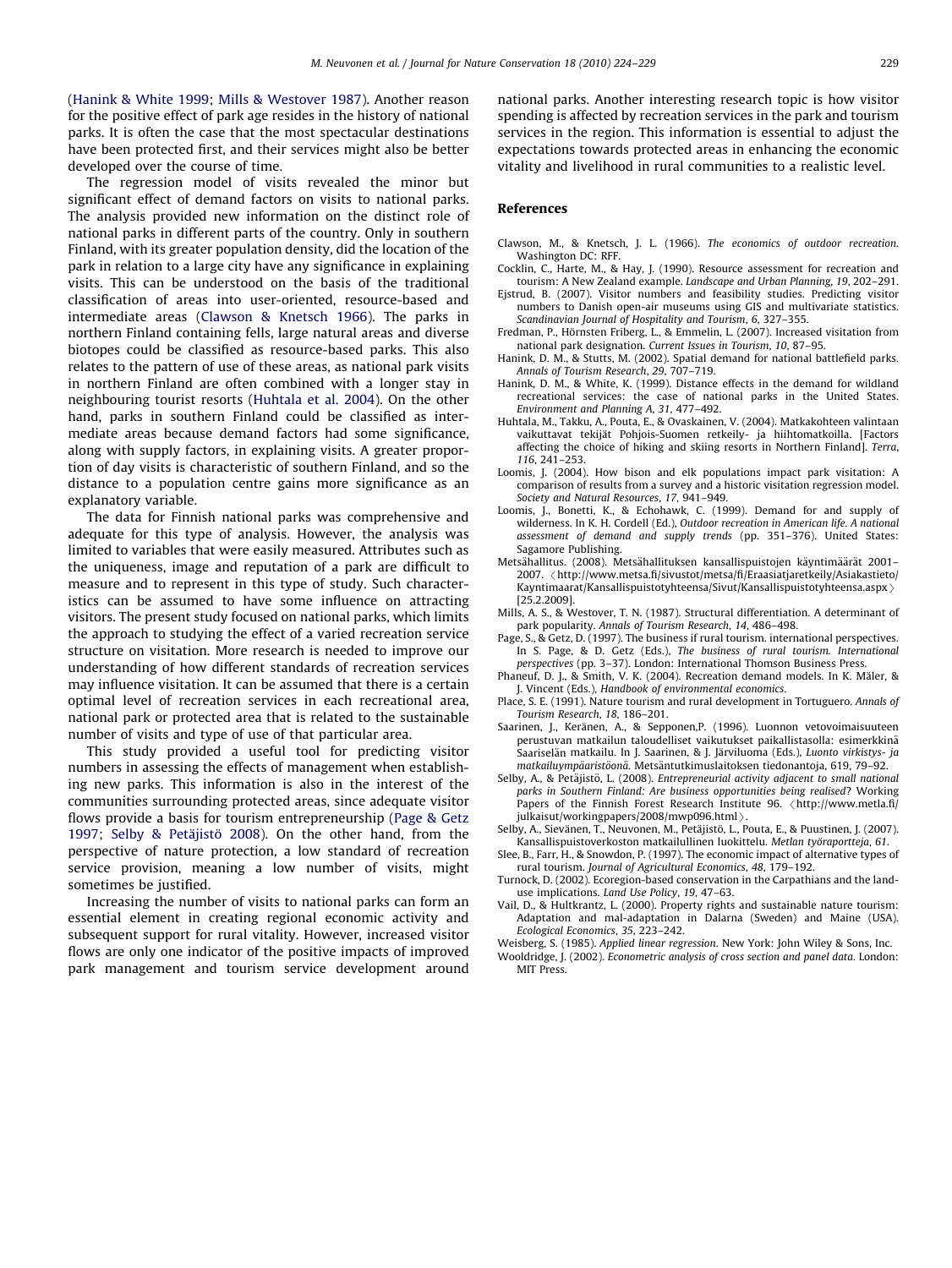(Hanink & White 1999; Mills & Westover 1987). Another reason for the positive effect of park age resides in the history of national parks. It is often the case that the most spectacular destinations have been protected first, and their services might also be better developed over the course of time.

The regression model of visits revealed the minor but significant effect of demand factors on visits to national parks. The analysis provided new information on the distinct role of national parks in different parts of the country. Only in southern Finland, with its greater population density, did the location of the park in relation to a large city have any significance in explaining visits. This can be understood on the basis of the traditional classification of areas into user-oriented, resource-based and intermediate areas (Clawson & Knetsch 1966). The parks in northern Finland containing fells, large natural areas and diverse biotopes could be classified as resource-based parks. This also relates to the pattern of use of these areas, as national park visits in northern Finland are often combined with a longer stay in neighbouring tourist resorts (Huhtala et al. 2004). On the other hand, parks in southern Finland could be classified as intermediate areas because demand factors had some significance, along with supply factors, in explaining visits. A greater proportion of day visits is characteristic of southern Finland, and so the distance to a population centre gains more significance as an explanatory variable.

The data for Finnish national parks was comprehensive and adequate for this type of analysis. However, the analysis was limited to variables that were easily measured. Attributes such as the uniqueness, image and reputation of a park are difficult to measure and to represent in this type of study. Such characteristics can be assumed to have some influence on attracting visitors. The present study focused on national parks, which limits the approach to studying the effect of a varied recreation service structure on visitation. More research is needed to improve our understanding of how different standards of recreation services may influence visitation. It can be assumed that there is a certain optimal level of recreation services in each recreational area, national park or protected area that is related to the sustainable number of visits and type of use of that particular area.

This study provided a useful tool for predicting visitor numbers in assessing the effects of management when establishing new parks. This information is also in the interest of the communities surrounding protected areas, since adequate visitor flows provide a basis for tourism entrepreneurship (Page & Getz 1997; Selby & Petäjistö 2008). On the other hand, from the perspective of nature protection, a low standard of recreation service provision, meaning a low number of visits, might sometimes be justified.

Increasing the number of visits to national parks can form an essential element in creating regional economic activity and subsequent support for rural vitality. However, increased visitor flows are only one indicator of the positive impacts of improved park management and tourism service development around national parks. Another interesting research topic is how visitor spending is affected by recreation services in the park and tourism services in the region. This information is essential to adjust the expectations towards protected areas in enhancing the economic vitality and livelihood in rural communities to a realistic level.

## References

Clawson, M., & Knetsch, J. L. (1966). *The economics of outdoor recreation*. Washington DC: RFF.

Cocklin, C., Harte, M., & Hay, J. (1990). Resource assessment for recreation and tourism: A New Zealand example. *Landscape and Urban Planning*, *19*, 202–291.

Ejstrud, B. (2007). Visitor numbers and feasibility studies. Predicting visitor numbers to Danish open-air museums using GIS and multivariate statistics. *Scandinavian Journal of Hospitality and Tourism*, *6*, 327–355.

Fredman, P., Hörnsten Friberg, L., & Emmelin, L. (2007). Increased visitation from national park designation. *Current Issues in Tourism*, *10*, 87–95.

Hanink, D. M., & Stutts, M. (2002). Spatial demand for national battlefield parks. *Annals of Tourism Research*, *29*, 707–719.

Hanink, D. M., & White, K. (1999). Distance effects in the demand for wildland recreational services: the case of national parks in the United States. *Environment and Planning A*, *31*, 477–492.

Huhtala, M., Takku, A., Pouta, E., & Ovaskainen, V. (2004). Matkakohteen valintaan vaikuttavat tekijät Pohjois-Suomen retkeily- ja hiihtomatkoilla. [Factors affecting the choice of hiking and skiing resorts in Northern Finland]. *Terra*, *116*, 241–253.

Loomis, J. (2004). How bison and elk populations impact park visitation: A comparison of results from a survey and a historic visitation regression model. *Society and Natural Resources*, *17*, 941–949.

Loomis, J., Bonetti, K., & Echohawk, C. (1999). Demand for and supply of wilderness. In K. H. Cordell (Ed.), *Outdoor recreation in American life. A national assessment of demand and supply trends* (pp. 351–376). United States: Sagamore Publishing.

Metsähallitus. (2008). Metsähallituksen kansallispuistojen käyntimäärät 2001–2007. 〈http://www.metsa.fi/sivustot/metsa/fi/Eraasiatjaretkeily/Asiakastieto/Kayntimaarat/Kansallispuistotyhteensa/Sivut/Kansallispuistotyhteensa.aspx〉 [25.2.2009].

Mills, A. S., & Westover, T. N. (1987). Structural differentiation. A determinant of park popularity. *Annals of Tourism Research*, *14*, 486–498.

Page, S., & Getz, D. (1997). The business if rural tourism. international perspectives. In S. Page, & D. Getz (Eds.), *The business of rural tourism. International perspectives* (pp. 3–37). London: International Thomson Business Press.

Phaneuf, D. J., & Smith, V. K. (2004). Recreation demand models. In K. Mäler, & J. Vincent (Eds.), *Handbook of environmental economics*.

Place, S. E. (1991). Nature tourism and rural development in Tortuguero. *Annals of Tourism Research*, *18*, 186–201.

Saarinen, J., Keränen, A., & Sepponen,P. (1996). Luonnon vetovoimaisuuteen perustuvan matkailun taloudelliset vaikutukset paikallistasolla: esimerkkinä Saariselän matkailu. In J. Saarinen, & J. Järviluoma (Eds.), *Luonto virkistys- ja matkailuympäaristöonä*. Metsäntutkimuslaitoksen tiedonantoja, 619, 79–92.

Selby, A., & Petäjistö, L. (2008). *Entrepreneurial activity adjacent to small national parks in Southern Finland: Are business opportunities being realised?* Working Papers of the Finnish Forest Research Institute 96. 〈http://www.metla.fi/julkaisut/workingpapers/2008/mwp096.html〉.

Selby, A., Sievänen, T., Neuvonen, M., Petäjistö, L., Pouta, E., & Puustinen, J. (2007). Kansallispuistoverkoston matkailullinen luokittelu. *Metlan työraportteja*, *61*.

Slee, B., Farr, H., & Snowdon, P. (1997). The economic impact of alternative types of rural tourism. *Journal of Agricultural Economics*, *48*, 179–192.

Turnock, D. (2002). Ecoregion-based conservation in the Carpathians and the land-use implications. *Land Use Policy*, *19*, 47–63.

Vail, D., & Hultkrantz, L. (2000). Property rights and sustainable nature tourism: Adaptation and mal-adaptation in Dalarna (Sweden) and Maine (USA). *Ecological Economics*, *35*, 223–242.

Weisberg, S. (1985). *Applied linear regression*. New York: John Wiley & Sons, Inc.

Wooldridge, J. (2002). *Econometric analysis of cross section and panel data*. London: MIT Press.